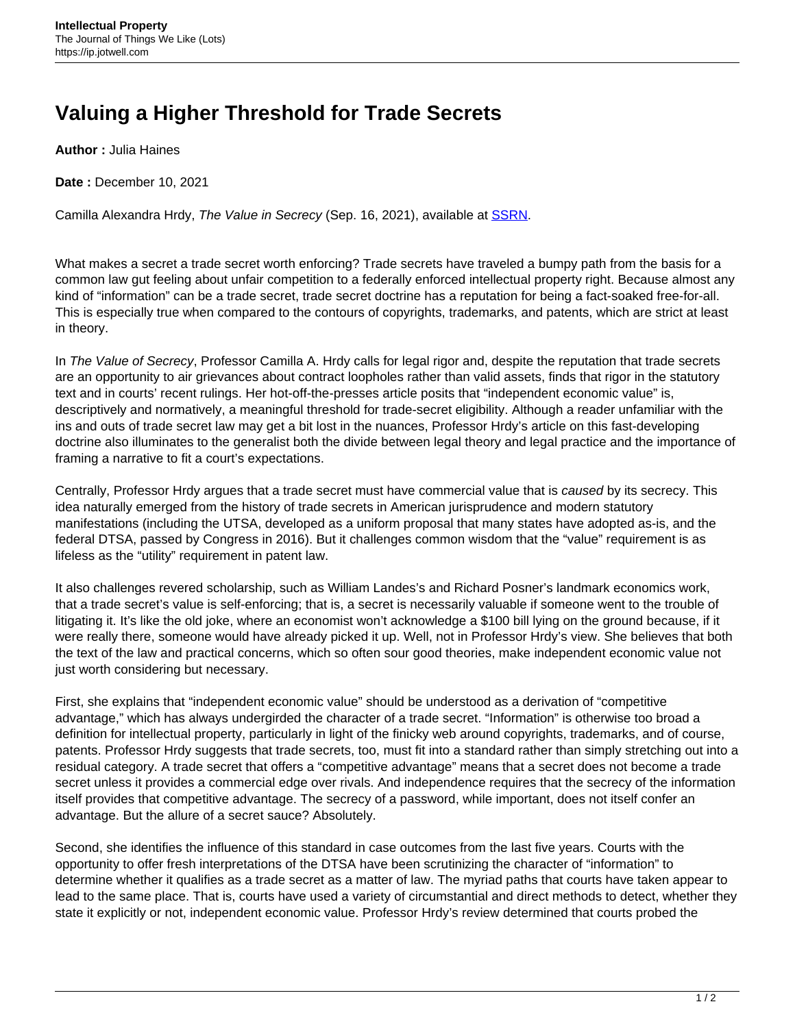# Valuing a Higher Threshold for Trade Secrets

**Author :** Julia Haines

**Date :** December 10, 2021

Camilla Alexandra Hrdy, *The Value in Secrecy* (Sep. 16, 2021), available at [SSRN](SSRN).

What makes a secret a trade secret worth enforcing? Trade secrets have traveled a bumpy path from the basis for a common law gut feeling about unfair competition to a federally enforced intellectual property right. Because almost any kind of "information" can be a trade secret, trade secret doctrine has a reputation for being a fact-soaked free-for-all. This is especially true when compared to the contours of copyrights, trademarks, and patents, which are strict at least in theory.

In *The Value of Secrecy*, Professor Camilla A. Hrdy calls for legal rigor and, despite the reputation that trade secrets are an opportunity to air grievances about contract loopholes rather than valid assets, finds that rigor in the statutory text and in courts' recent rulings. Her hot-off-the-presses article posits that "independent economic value" is, descriptively and normatively, a meaningful threshold for trade-secret eligibility. Although a reader unfamiliar with the ins and outs of trade secret law may get a bit lost in the nuances, Professor Hrdy's article on this fast-developing doctrine also illuminates to the generalist both the divide between legal theory and legal practice and the importance of framing a narrative to fit a court's expectations.

Centrally, Professor Hrdy argues that a trade secret must have commercial value that is *caused* by its secrecy. This idea naturally emerged from the history of trade secrets in American jurisprudence and modern statutory manifestations (including the UTSA, developed as a uniform proposal that many states have adopted as-is, and the federal DTSA, passed by Congress in 2016). But it challenges common wisdom that the "value" requirement is as lifeless as the "utility" requirement in patent law.

It also challenges revered scholarship, such as William Landes's and Richard Posner's landmark economics work, that a trade secret's value is self-enforcing; that is, a secret is necessarily valuable if someone went to the trouble of litigating it. It's like the old joke, where an economist won't acknowledge a $100 bill lying on the ground because, if it were really there, someone would have already picked it up. Well, not in Professor Hrdy's view. She believes that both the text of the law and practical concerns, which so often sour good theories, make independent economic value not just worth considering but necessary.

First, she explains that "independent economic value" should be understood as a derivation of "competitive advantage," which has always undergirded the character of a trade secret. "Information" is otherwise too broad a definition for intellectual property, particularly in light of the finicky web around copyrights, trademarks, and of course, patents. Professor Hrdy suggests that trade secrets, too, must fit into a standard rather than simply stretching out into a residual category. A trade secret that offers a "competitive advantage" means that a secret does not become a trade secret unless it provides a commercial edge over rivals. And independence requires that the secrecy of the information itself provides that competitive advantage. The secrecy of a password, while important, does not itself confer an advantage. But the allure of a secret sauce? Absolutely.

Second, she identifies the influence of this standard in case outcomes from the last five years. Courts with the opportunity to offer fresh interpretations of the DTSA have been scrutinizing the character of "information" to determine whether it qualifies as a trade secret as a matter of law. The myriad paths that courts have taken appear to lead to the same place. That is, courts have used a variety of circumstantial and direct methods to detect, whether they state it explicitly or not, independent economic value. Professor Hrdy's review determined that courts probed the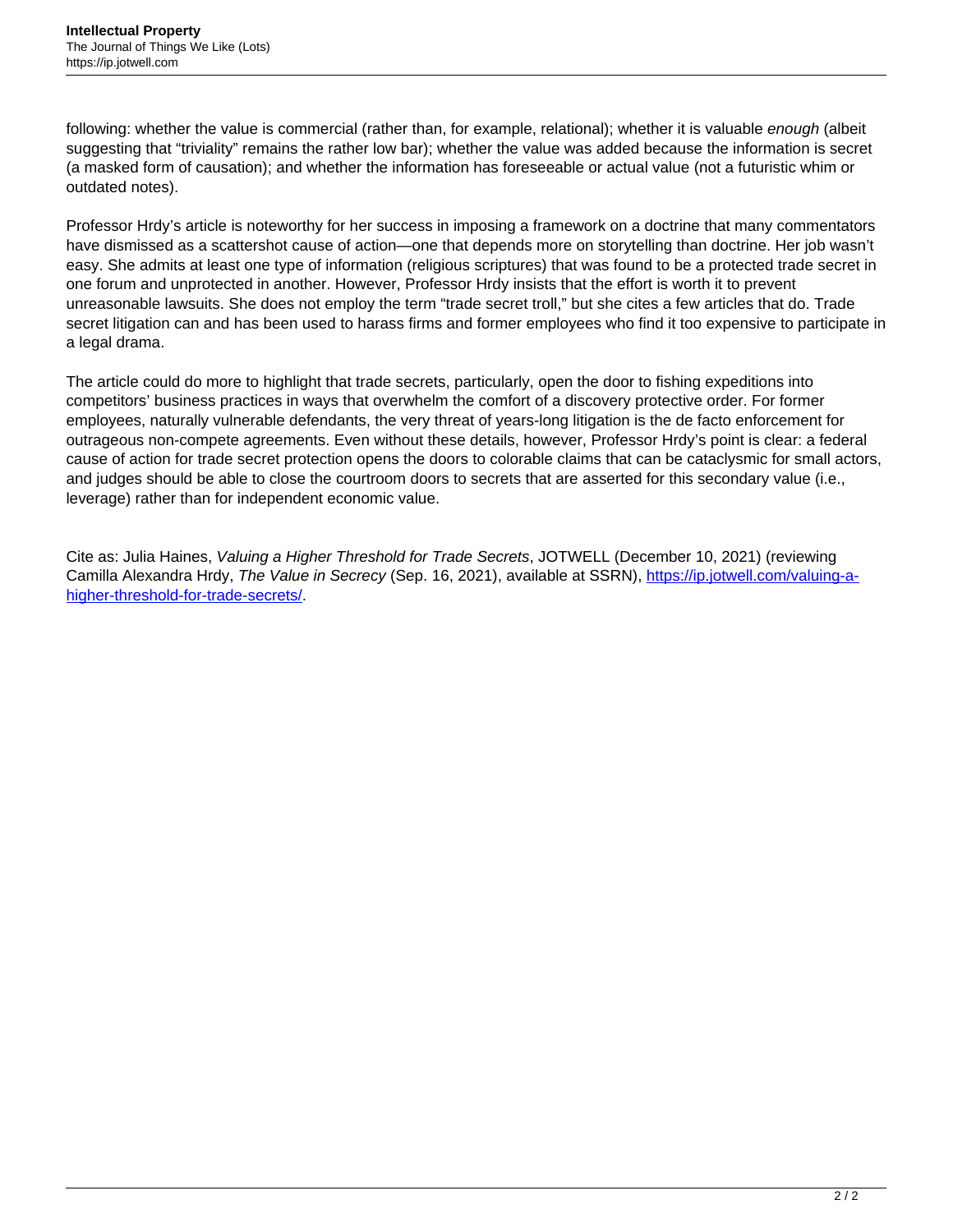following: whether the value is commercial (rather than, for example, relational); whether it is valuable *enough* (albeit suggesting that "triviality" remains the rather low bar); whether the value was added because the information is secret (a masked form of causation); and whether the information has foreseeable or actual value (not a futuristic whim or outdated notes).

Professor Hrdy's article is noteworthy for her success in imposing a framework on a doctrine that many commentators have dismissed as a scattershot cause of action—one that depends more on storytelling than doctrine. Her job wasn't easy. She admits at least one type of information (religious scriptures) that was found to be a protected trade secret in one forum and unprotected in another. However, Professor Hrdy insists that the effort is worth it to prevent unreasonable lawsuits. She does not employ the term "trade secret troll," but she cites a few articles that do. Trade secret litigation can and has been used to harass firms and former employees who find it too expensive to participate in a legal drama.

The article could do more to highlight that trade secrets, particularly, open the door to fishing expeditions into competitors' business practices in ways that overwhelm the comfort of a discovery protective order. For former employees, naturally vulnerable defendants, the very threat of years-long litigation is the de facto enforcement for outrageous non-compete agreements. Even without these details, however, Professor Hrdy's point is clear: a federal cause of action for trade secret protection opens the doors to colorable claims that can be cataclysmic for small actors, and judges should be able to close the courtroom doors to secrets that are asserted for this secondary value (i.e., leverage) rather than for independent economic value.

Cite as: Julia Haines, *Valuing a Higher Threshold for Trade Secrets*, JOTWELL (December 10, 2021) (reviewing Camilla Alexandra Hrdy, *The Value in Secrecy* (Sep. 16, 2021), available at SSRN), [https://ip.jotwell.com/valuing-a-higher-threshold-for-trade-secrets/](https://ip.jotwell.com/valuing-a-higher-threshold-for-trade-secrets/).